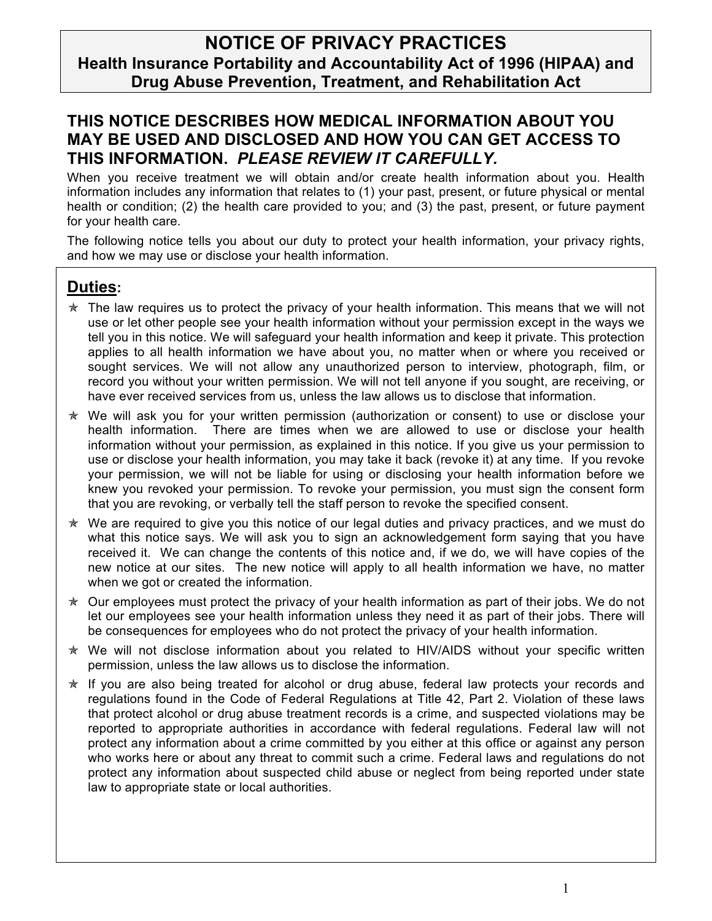# NOTICE OF PRIVACY PRACTICES

## Health Insurance Portability and Accountability Act of 1996 (HIPAA) and Drug Abuse Prevention, Treatment, and Rehabilitation Act

## THIS NOTICE DESCRIBES HOW MEDICAL INFORMATION ABOUT YOU MAY BE USED AND DISCLOSED AND HOW YOU CAN GET ACCESS TO THIS INFORMATION. *PLEASE REVIEW IT CAREFULLY.*

When you receive treatment we will obtain and/or create health information about you. Health information includes any information that relates to (1) your past, present, or future physical or mental health or condition; (2) the health care provided to you; and (3) the past, present, or future payment for your health care.

The following notice tells you about our duty to protect your health information, your privacy rights, and how we may use or disclose your health information.

## Duties:

- The law requires us to protect the privacy of your health information. This means that we will not use or let other people see your health information without your permission except in the ways we tell you in this notice. We will safeguard your health information and keep it private. This protection applies to all health information we have about you, no matter when or where you received or sought services. We will not allow any unauthorized person to interview, photograph, film, or record you without your written permission. We will not tell anyone if you sought, are receiving, or have ever received services from us, unless the law allows us to disclose that information.
- We will ask you for your written permission (authorization or consent) to use or disclose your health information. There are times when we are allowed to use or disclose your health information without your permission, as explained in this notice. If you give us your permission to use or disclose your health information, you may take it back (revoke it) at any time. If you revoke your permission, we will not be liable for using or disclosing your health information before we knew you revoked your permission. To revoke your permission, you must sign the consent form that you are revoking, or verbally tell the staff person to revoke the specified consent.
- We are required to give you this notice of our legal duties and privacy practices, and we must do what this notice says. We will ask you to sign an acknowledgement form saying that you have received it. We can change the contents of this notice and, if we do, we will have copies of the new notice at our sites. The new notice will apply to all health information we have, no matter when we got or created the information.
- Our employees must protect the privacy of your health information as part of their jobs. We do not let our employees see your health information unless they need it as part of their jobs. There will be consequences for employees who do not protect the privacy of your health information.
- We will not disclose information about you related to HIV/AIDS without your specific written permission, unless the law allows us to disclose the information.
- If you are also being treated for alcohol or drug abuse, federal law protects your records and regulations found in the Code of Federal Regulations at Title 42, Part 2. Violation of these laws that protect alcohol or drug abuse treatment records is a crime, and suspected violations may be reported to appropriate authorities in accordance with federal regulations. Federal law will not protect any information about a crime committed by you either at this office or against any person who works here or about any threat to commit such a crime. Federal laws and regulations do not protect any information about suspected child abuse or neglect from being reported under state law to appropriate state or local authorities.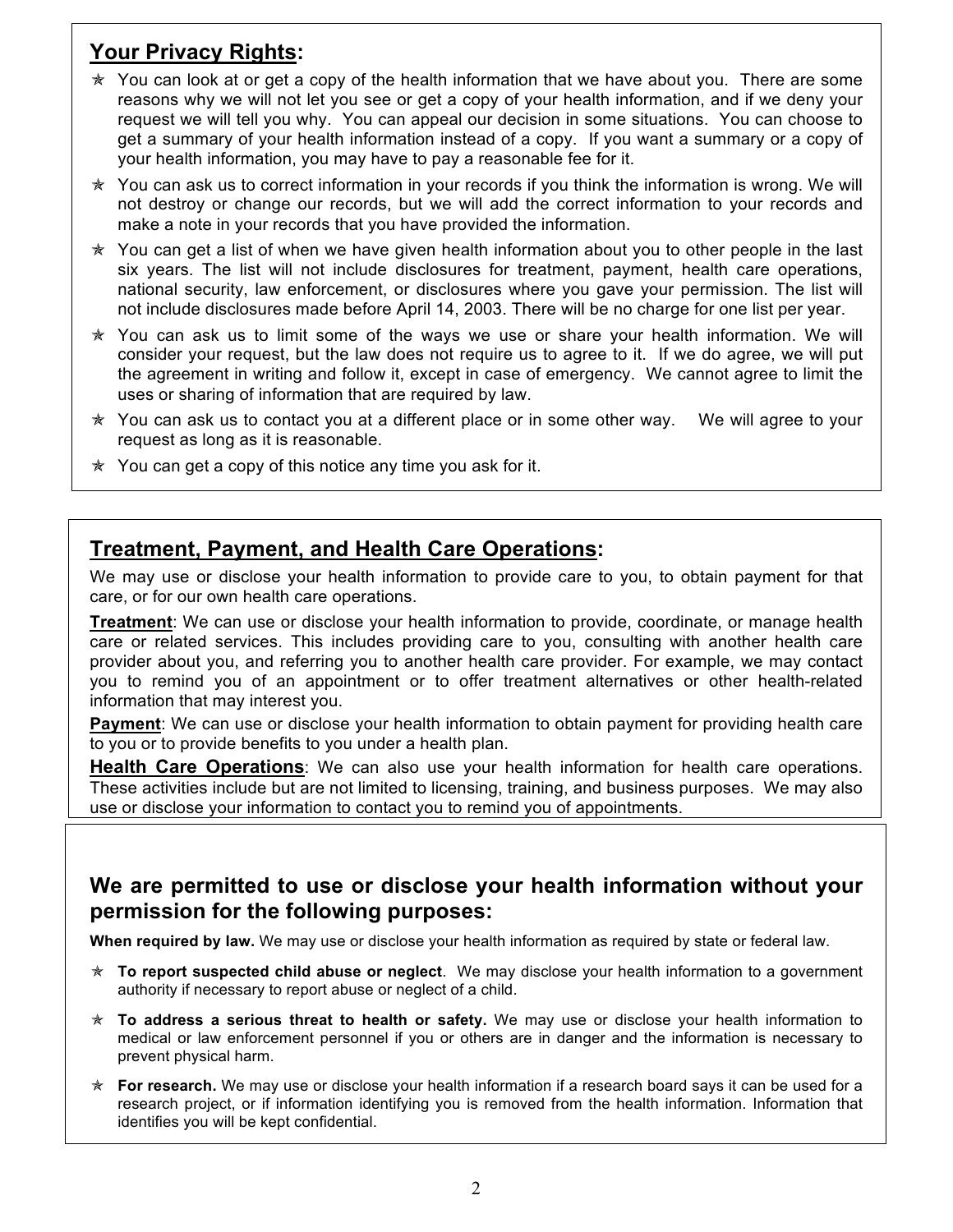## Your Privacy Rights:

- You can look at or get a copy of the health information that we have about you. There are some reasons why we will not let you see or get a copy of your health information, and if we deny your request we will tell you why. You can appeal our decision in some situations. You can choose to get a summary of your health information instead of a copy. If you want a summary or a copy of your health information, you may have to pay a reasonable fee for it.
- You can ask us to correct information in your records if you think the information is wrong. We will not destroy or change our records, but we will add the correct information to your records and make a note in your records that you have provided the information.
- You can get a list of when we have given health information about you to other people in the last six years. The list will not include disclosures for treatment, payment, health care operations, national security, law enforcement, or disclosures where you gave your permission. The list will not include disclosures made before April 14, 2003. There will be no charge for one list per year.
- You can ask us to limit some of the ways we use or share your health information. We will consider your request, but the law does not require us to agree to it. If we do agree, we will put the agreement in writing and follow it, except in case of emergency. We cannot agree to limit the uses or sharing of information that are required by law.
- You can ask us to contact you at a different place or in some other way. We will agree to your request as long as it is reasonable.
- You can get a copy of this notice any time you ask for it.

## Treatment, Payment, and Health Care Operations:

We may use or disclose your health information to provide care to you, to obtain payment for that care, or for our own health care operations.

**Treatment**: We can use or disclose your health information to provide, coordinate, or manage health care or related services. This includes providing care to you, consulting with another health care provider about you, and referring you to another health care provider. For example, we may contact you to remind you of an appointment or to offer treatment alternatives or other health-related information that may interest you.

**Payment**: We can use or disclose your health information to obtain payment for providing health care to you or to provide benefits to you under a health plan.

**Health Care Operations**: We can also use your health information for health care operations. These activities include but are not limited to licensing, training, and business purposes. We may also use or disclose your information to contact you to remind you of appointments.

## We are permitted to use or disclose your health information without your permission for the following purposes:

**When required by law.** We may use or disclose your health information as required by state or federal law.

- **To report suspected child abuse or neglect**. We may disclose your health information to a government authority if necessary to report abuse or neglect of a child.
- **To address a serious threat to health or safety.** We may use or disclose your health information to medical or law enforcement personnel if you or others are in danger and the information is necessary to prevent physical harm.
- **For research.** We may use or disclose your health information if a research board says it can be used for a research project, or if information identifying you is removed from the health information. Information that identifies you will be kept confidential.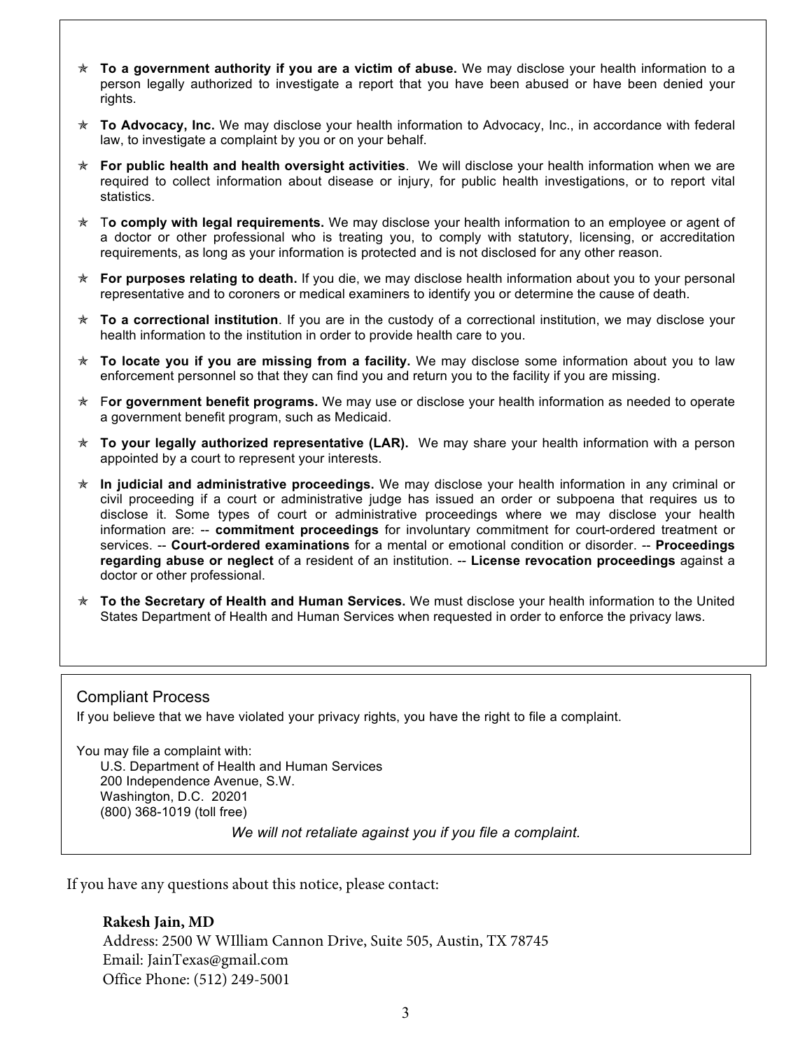- ✭ **To a government authority if you are a victim of abuse.** We may disclose your health information to a person legally authorized to investigate a report that you have been abused or have been denied your rights.
- ✭ **To Advocacy, Inc.** We may disclose your health information to Advocacy, Inc., in accordance with federal law, to investigate a complaint by you or on your behalf.
- ✭ **For public health and health oversight activities**. We will disclose your health information when we are required to collect information about disease or injury, for public health investigations, or to report vital statistics.
- ✭ T**o comply with legal requirements.** We may disclose your health information to an employee or agent of a doctor or other professional who is treating you, to comply with statutory, licensing, or accreditation requirements, as long as your information is protected and is not disclosed for any other reason.
- ✭ **For purposes relating to death.** If you die, we may disclose health information about you to your personal representative and to coroners or medical examiners to identify you or determine the cause of death.
- ✭ **To a correctional institution**. If you are in the custody of a correctional institution, we may disclose your health information to the institution in order to provide health care to you.
- ✭ **To locate you if you are missing from a facility.** We may disclose some information about you to law enforcement personnel so that they can find you and return you to the facility if you are missing.
- ✭ F**or government benefit programs.** We may use or disclose your health information as needed to operate a government benefit program, such as Medicaid.
- ✭ **To your legally authorized representative (LAR).** We may share your health information with a person appointed by a court to represent your interests.
- ✭ **In judicial and administrative proceedings.** We may disclose your health information in any criminal or civil proceeding if a court or administrative judge has issued an order or subpoena that requires us to disclose it. Some types of court or administrative proceedings where we may disclose your health information are: -- **commitment proceedings** for involuntary commitment for court-ordered treatment or services. -- **Court-ordered examinations** for a mental or emotional condition or disorder. -- **Proceedings regarding abuse or neglect** of a resident of an institution. -- **License revocation proceedings** against a doctor or other professional.
- ✭ **To the Secretary of Health and Human Services.** We must disclose your health information to the United States Department of Health and Human Services when requested in order to enforce the privacy laws.

## Compliant Process

If you believe that we have violated your privacy rights, you have the right to file a complaint.

You may file a complaint with:

U.S. Department of Health and Human Services
200 Independence Avenue, S.W.
Washington, D.C. 20201
(800) 368-1019 (toll free)

*We will not retaliate against you if you file a complaint.*

If you have any questions about this notice, please contact:

**Rakesh Jain, MD**
Address: 2500 W WIlliam Cannon Drive, Suite 505, Austin, TX 78745
Email: JainTexas@gmail.com
Office Phone: (512) 249-5001